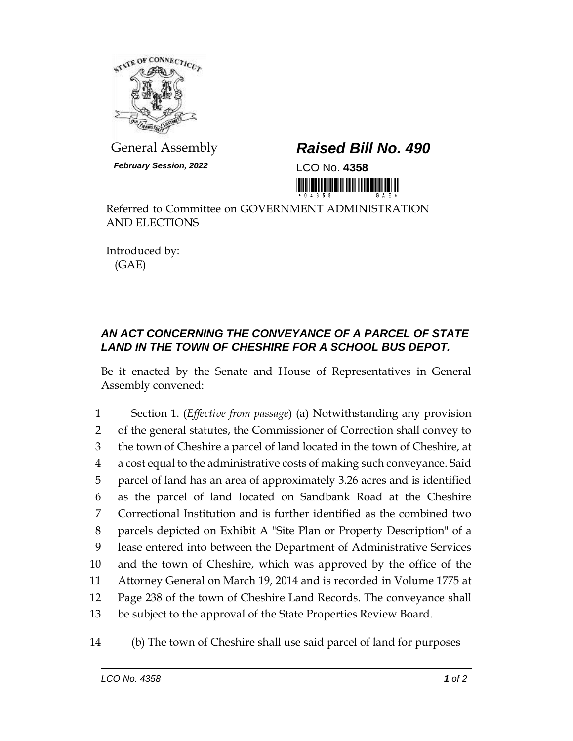General Assembly

***February Session, 2022***

# ***Raised Bill No. 490***

LCO No. **4358**

Referred to Committee on GOVERNMENT ADMINISTRATION AND ELECTIONS

Introduced by:
(GAE)

## ***AN ACT CONCERNING THE CONVEYANCE OF A PARCEL OF STATE LAND IN THE TOWN OF CHESHIRE FOR A SCHOOL BUS DEPOT.***

Be it enacted by the Senate and House of Representatives in General Assembly convened:

1 Section 1. (*Effective from passage*) (a) Notwithstanding any provision
2 of the general statutes, the Commissioner of Correction shall convey to
3 the town of Cheshire a parcel of land located in the town of Cheshire, at
4 a cost equal to the administrative costs of making such conveyance. Said
5 parcel of land has an area of approximately 3.26 acres and is identified
6 as the parcel of land located on Sandbank Road at the Cheshire
7 Correctional Institution and is further identified as the combined two
8 parcels depicted on Exhibit A "Site Plan or Property Description" of a
9 lease entered into between the Department of Administrative Services
10 and the town of Cheshire, which was approved by the office of the
11 Attorney General on March 19, 2014 and is recorded in Volume 1775 at
12 Page 238 of the town of Cheshire Land Records. The conveyance shall
13 be subject to the approval of the State Properties Review Board.

14 (b) The town of Cheshire shall use said parcel of land for purposes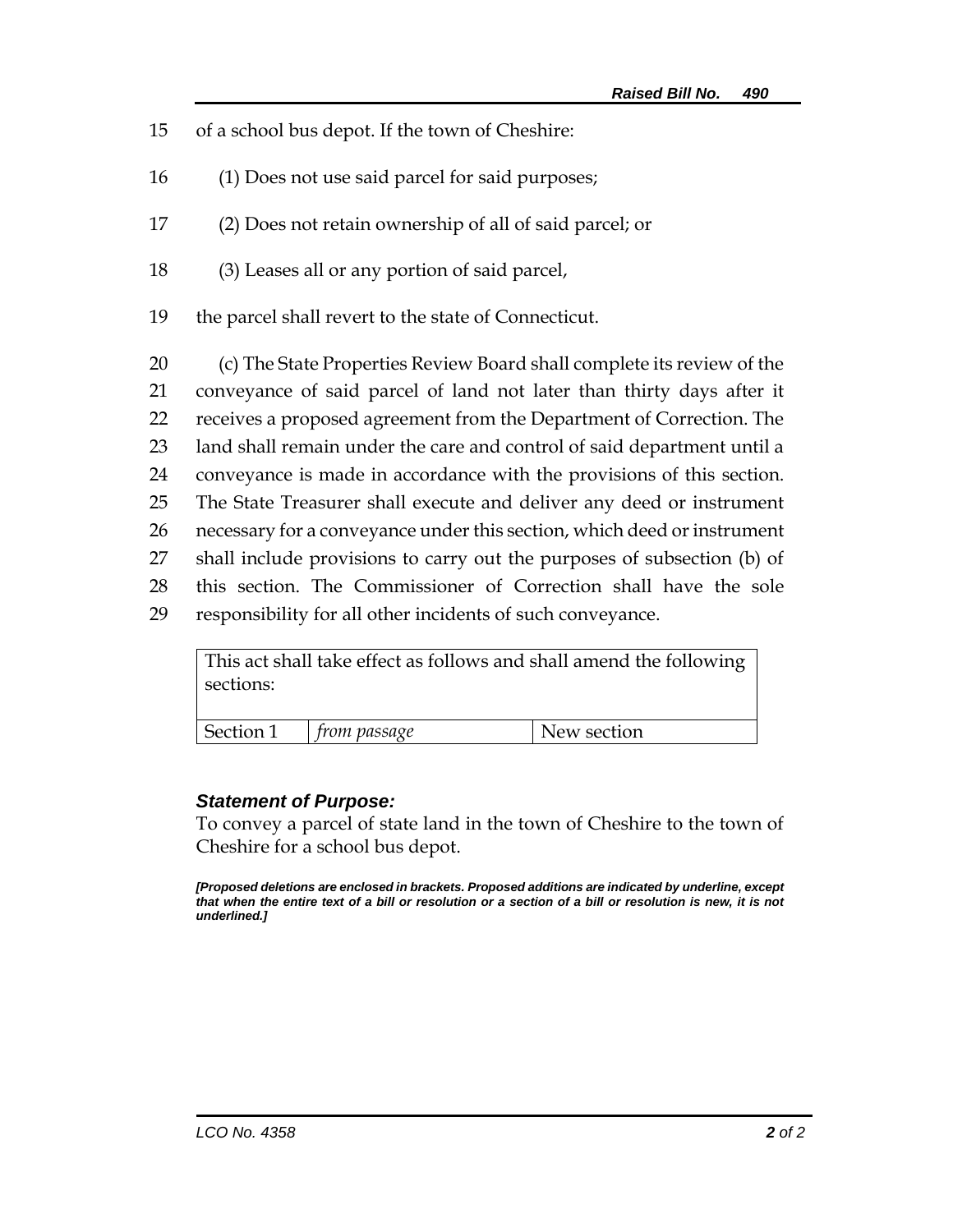of a school bus depot. If the town of Cheshire:

(1) Does not use said parcel for said purposes;

(2) Does not retain ownership of all of said parcel; or

(3) Leases all or any portion of said parcel,

the parcel shall revert to the state of Connecticut.

(c) The State Properties Review Board shall complete its review of the conveyance of said parcel of land not later than thirty days after it receives a proposed agreement from the Department of Correction. The land shall remain under the care and control of said department until a conveyance is made in accordance with the provisions of this section. The State Treasurer shall execute and deliver any deed or instrument necessary for a conveyance under this section, which deed or instrument shall include provisions to carry out the purposes of subsection (b) of this section. The Commissioner of Correction shall have the sole responsibility for all other incidents of such conveyance.

| This act shall take effect as follows and shall amend the following sections: | | |
|---|---|---|
| Section 1 | *from passage* | New section |

### *Statement of Purpose:*

To convey a parcel of state land in the town of Cheshire to the town of Cheshire for a school bus depot.

***[Proposed deletions are enclosed in brackets. Proposed additions are indicated by underline, except that when the entire text of a bill or resolution or a section of a bill or resolution is new, it is not underlined.]***